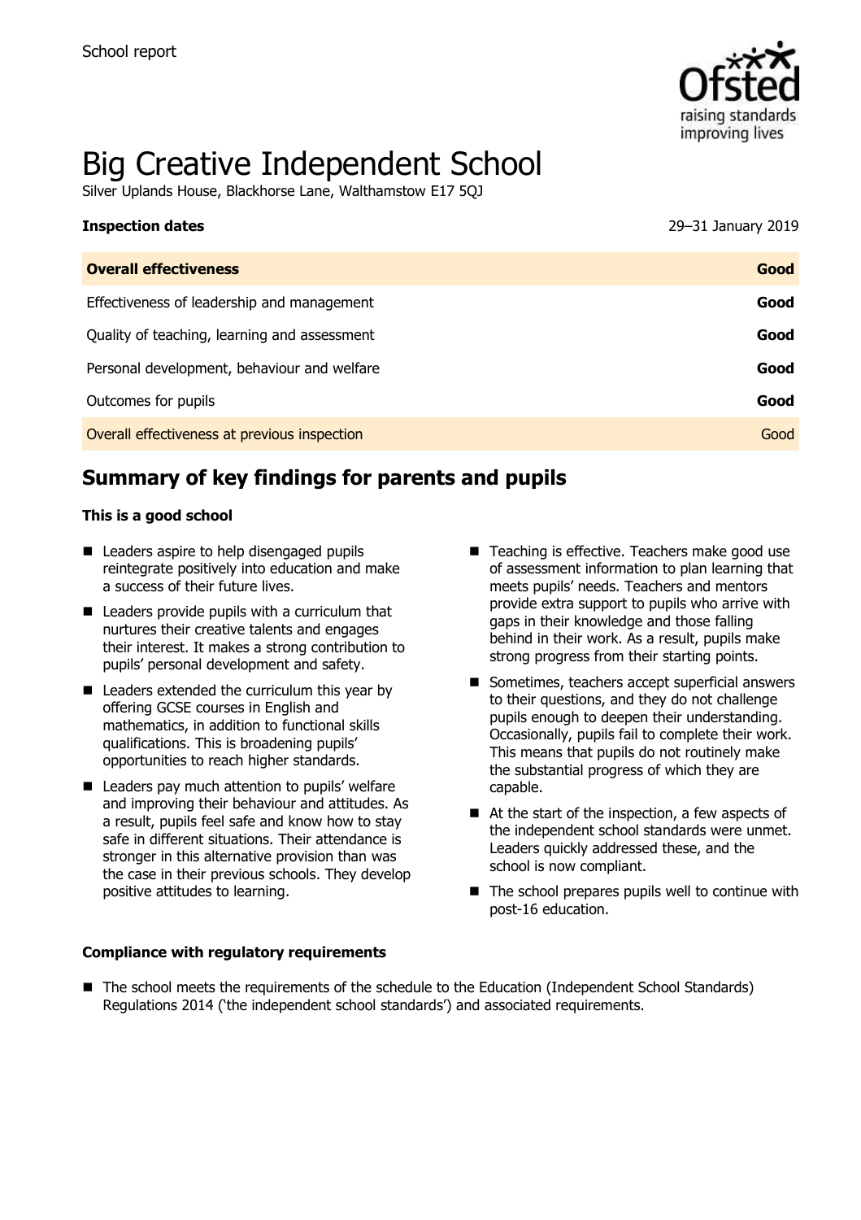School report

# Big Creative Independent School

Silver Uplands House, Blackhorse Lane, Walthamstow E17 5QJ

**Inspection dates** 29–31 January 2019

| **Overall effectiveness** | **Good** |
|---|---|
| Effectiveness of leadership and management | **Good** |
| Quality of teaching, learning and assessment | **Good** |
| Personal development, behaviour and welfare | **Good** |
| Outcomes for pupils | **Good** |
| Overall effectiveness at previous inspection | Good |

## Summary of key findings for parents and pupils

**This is a good school**

- Leaders aspire to help disengaged pupils reintegrate positively into education and make a success of their future lives.
- Leaders provide pupils with a curriculum that nurtures their creative talents and engages their interest. It makes a strong contribution to pupils' personal development and safety.
- Leaders extended the curriculum this year by offering GCSE courses in English and mathematics, in addition to functional skills qualifications. This is broadening pupils' opportunities to reach higher standards.
- Leaders pay much attention to pupils' welfare and improving their behaviour and attitudes. As a result, pupils feel safe and know how to stay safe in different situations. Their attendance is stronger in this alternative provision than was the case in their previous schools. They develop positive attitudes to learning.
- Teaching is effective. Teachers make good use of assessment information to plan learning that meets pupils' needs. Teachers and mentors provide extra support to pupils who arrive with gaps in their knowledge and those falling behind in their work. As a result, pupils make strong progress from their starting points.
- Sometimes, teachers accept superficial answers to their questions, and they do not challenge pupils enough to deepen their understanding. Occasionally, pupils fail to complete their work. This means that pupils do not routinely make the substantial progress of which they are capable.
- At the start of the inspection, a few aspects of the independent school standards were unmet. Leaders quickly addressed these, and the school is now compliant.
- The school prepares pupils well to continue with post-16 education.

**Compliance with regulatory requirements**

- The school meets the requirements of the schedule to the Education (Independent School Standards) Regulations 2014 ('the independent school standards') and associated requirements.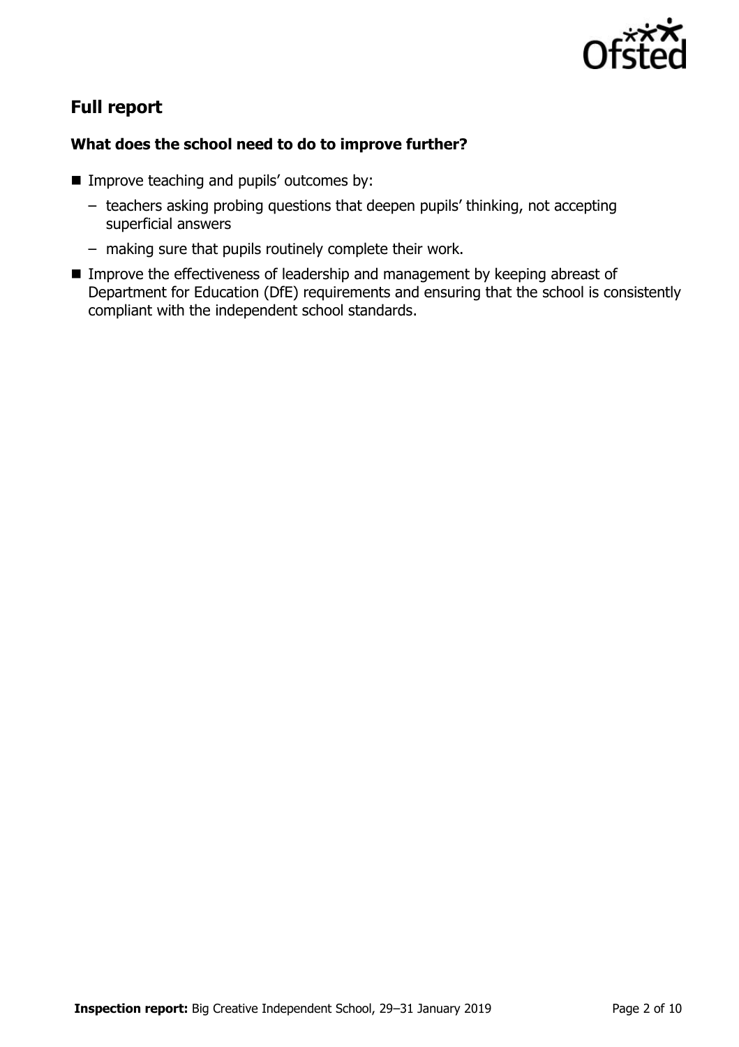## Full report

### What does the school need to do to improve further?

- Improve teaching and pupils' outcomes by:
  - teachers asking probing questions that deepen pupils' thinking, not accepting superficial answers
  - making sure that pupils routinely complete their work.
- Improve the effectiveness of leadership and management by keeping abreast of Department for Education (DfE) requirements and ensuring that the school is consistently compliant with the independent school standards.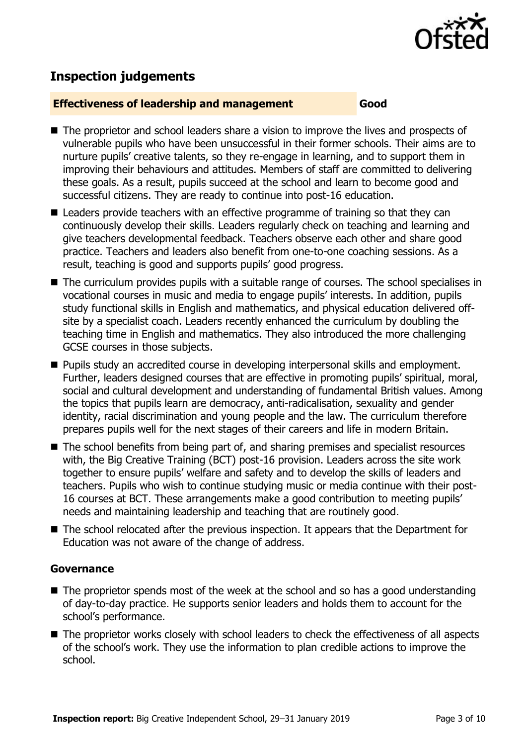## Inspection judgements

| **Effectiveness of leadership and management** | **Good** |
|---|---|

- The proprietor and school leaders share a vision to improve the lives and prospects of vulnerable pupils who have been unsuccessful in their former schools. Their aims are to nurture pupils' creative talents, so they re-engage in learning, and to support them in improving their behaviours and attitudes. Members of staff are committed to delivering these goals. As a result, pupils succeed at the school and learn to become good and successful citizens. They are ready to continue into post-16 education.
- Leaders provide teachers with an effective programme of training so that they can continuously develop their skills. Leaders regularly check on teaching and learning and give teachers developmental feedback. Teachers observe each other and share good practice. Teachers and leaders also benefit from one-to-one coaching sessions. As a result, teaching is good and supports pupils' good progress.
- The curriculum provides pupils with a suitable range of courses. The school specialises in vocational courses in music and media to engage pupils' interests. In addition, pupils study functional skills in English and mathematics, and physical education delivered off-site by a specialist coach. Leaders recently enhanced the curriculum by doubling the teaching time in English and mathematics. They also introduced the more challenging GCSE courses in those subjects.
- Pupils study an accredited course in developing interpersonal skills and employment. Further, leaders designed courses that are effective in promoting pupils' spiritual, moral, social and cultural development and understanding of fundamental British values. Among the topics that pupils learn are democracy, anti-radicalisation, sexuality and gender identity, racial discrimination and young people and the law. The curriculum therefore prepares pupils well for the next stages of their careers and life in modern Britain.
- The school benefits from being part of, and sharing premises and specialist resources with, the Big Creative Training (BCT) post-16 provision. Leaders across the site work together to ensure pupils' welfare and safety and to develop the skills of leaders and teachers. Pupils who wish to continue studying music or media continue with their post-16 courses at BCT. These arrangements make a good contribution to meeting pupils' needs and maintaining leadership and teaching that are routinely good.
- The school relocated after the previous inspection. It appears that the Department for Education was not aware of the change of address.

### Governance

- The proprietor spends most of the week at the school and so has a good understanding of day-to-day practice. He supports senior leaders and holds them to account for the school's performance.
- The proprietor works closely with school leaders to check the effectiveness of all aspects of the school's work. They use the information to plan credible actions to improve the school.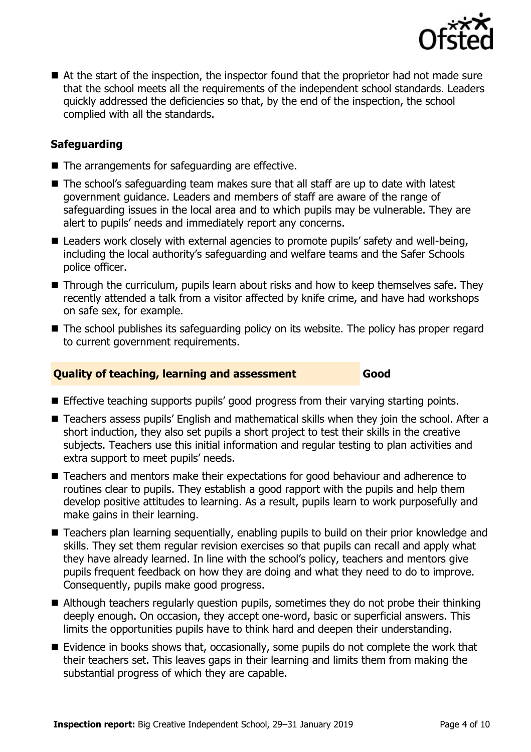- At the start of the inspection, the inspector found that the proprietor had not made sure that the school meets all the requirements of the independent school standards. Leaders quickly addressed the deficiencies so that, by the end of the inspection, the school complied with all the standards.

### Safeguarding

- The arrangements for safeguarding are effective.
- The school's safeguarding team makes sure that all staff are up to date with latest government guidance. Leaders and members of staff are aware of the range of safeguarding issues in the local area and to which pupils may be vulnerable. They are alert to pupils' needs and immediately report any concerns.
- Leaders work closely with external agencies to promote pupils' safety and well-being, including the local authority's safeguarding and welfare teams and the Safer Schools police officer.
- Through the curriculum, pupils learn about risks and how to keep themselves safe. They recently attended a talk from a visitor affected by knife crime, and have had workshops on safe sex, for example.
- The school publishes its safeguarding policy on its website. The policy has proper regard to current government requirements.

## Quality of teaching, learning and assessment — Good

- Effective teaching supports pupils' good progress from their varying starting points.
- Teachers assess pupils' English and mathematical skills when they join the school. After a short induction, they also set pupils a short project to test their skills in the creative subjects. Teachers use this initial information and regular testing to plan activities and extra support to meet pupils' needs.
- Teachers and mentors make their expectations for good behaviour and adherence to routines clear to pupils. They establish a good rapport with the pupils and help them develop positive attitudes to learning. As a result, pupils learn to work purposefully and make gains in their learning.
- Teachers plan learning sequentially, enabling pupils to build on their prior knowledge and skills. They set them regular revision exercises so that pupils can recall and apply what they have already learned. In line with the school's policy, teachers and mentors give pupils frequent feedback on how they are doing and what they need to do to improve. Consequently, pupils make good progress.
- Although teachers regularly question pupils, sometimes they do not probe their thinking deeply enough. On occasion, they accept one-word, basic or superficial answers. This limits the opportunities pupils have to think hard and deepen their understanding.
- Evidence in books shows that, occasionally, some pupils do not complete the work that their teachers set. This leaves gaps in their learning and limits them from making the substantial progress of which they are capable.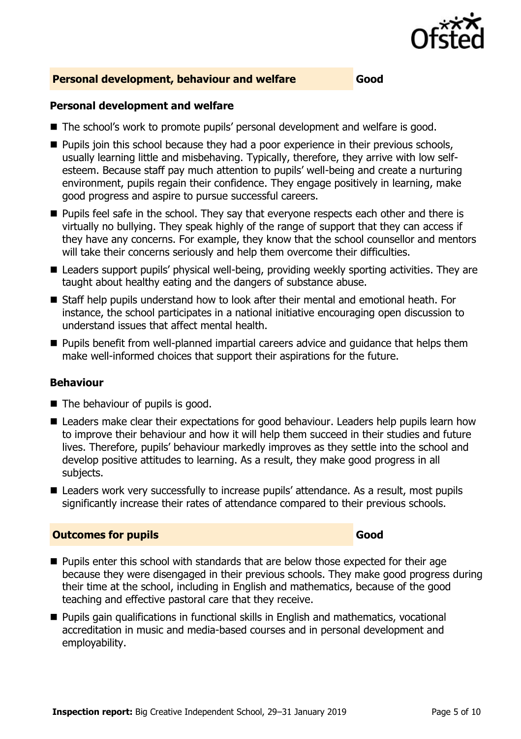## Personal development, behaviour and welfare — Good

### Personal development and welfare

- The school's work to promote pupils' personal development and welfare is good.
- Pupils join this school because they had a poor experience in their previous schools, usually learning little and misbehaving. Typically, therefore, they arrive with low self-esteem. Because staff pay much attention to pupils' well-being and create a nurturing environment, pupils regain their confidence. They engage positively in learning, make good progress and aspire to pursue successful careers.
- Pupils feel safe in the school. They say that everyone respects each other and there is virtually no bullying. They speak highly of the range of support that they can access if they have any concerns. For example, they know that the school counsellor and mentors will take their concerns seriously and help them overcome their difficulties.
- Leaders support pupils' physical well-being, providing weekly sporting activities. They are taught about healthy eating and the dangers of substance abuse.
- Staff help pupils understand how to look after their mental and emotional heath. For instance, the school participates in a national initiative encouraging open discussion to understand issues that affect mental health.
- Pupils benefit from well-planned impartial careers advice and guidance that helps them make well-informed choices that support their aspirations for the future.

### Behaviour

- The behaviour of pupils is good.
- Leaders make clear their expectations for good behaviour. Leaders help pupils learn how to improve their behaviour and how it will help them succeed in their studies and future lives. Therefore, pupils' behaviour markedly improves as they settle into the school and develop positive attitudes to learning. As a result, they make good progress in all subjects.
- Leaders work very successfully to increase pupils' attendance. As a result, most pupils significantly increase their rates of attendance compared to their previous schools.

## Outcomes for pupils — Good

- Pupils enter this school with standards that are below those expected for their age because they were disengaged in their previous schools. They make good progress during their time at the school, including in English and mathematics, because of the good teaching and effective pastoral care that they receive.
- Pupils gain qualifications in functional skills in English and mathematics, vocational accreditation in music and media-based courses and in personal development and employability.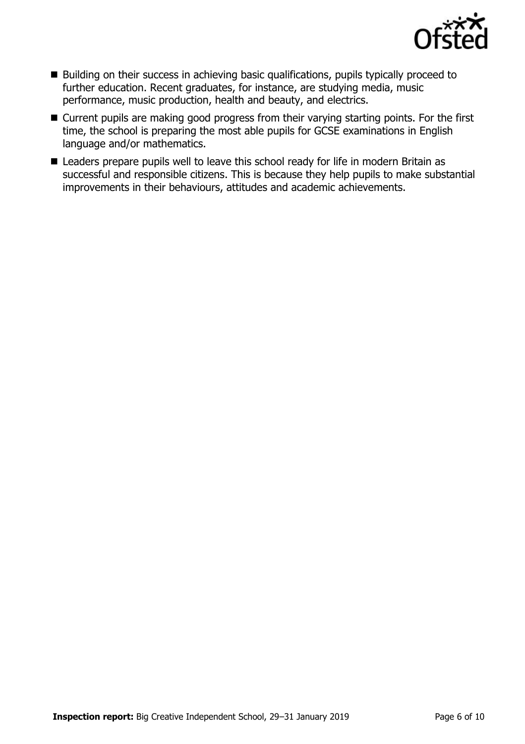- Building on their success in achieving basic qualifications, pupils typically proceed to further education. Recent graduates, for instance, are studying media, music performance, music production, health and beauty, and electrics.
- Current pupils are making good progress from their varying starting points. For the first time, the school is preparing the most able pupils for GCSE examinations in English language and/or mathematics.
- Leaders prepare pupils well to leave this school ready for life in modern Britain as successful and responsible citizens. This is because they help pupils to make substantial improvements in their behaviours, attitudes and academic achievements.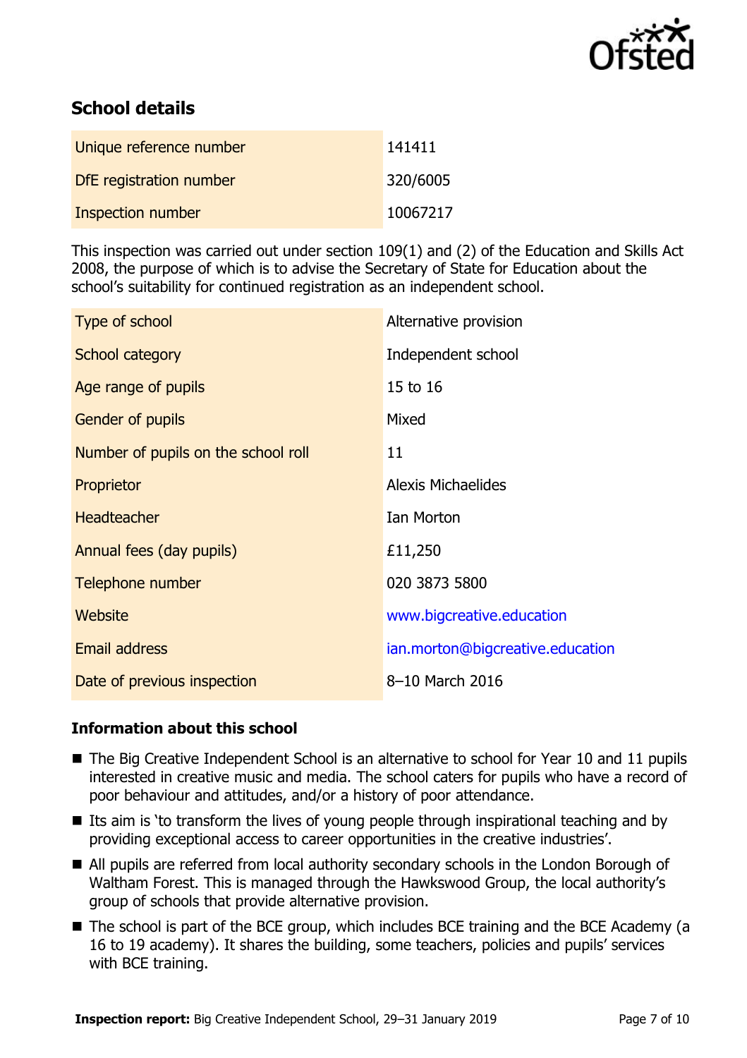## School details

| Unique reference number | 141411 |
|---|---|
| DfE registration number | 320/6005 |
| Inspection number | 10067217 |

This inspection was carried out under section 109(1) and (2) of the Education and Skills Act 2008, the purpose of which is to advise the Secretary of State for Education about the school's suitability for continued registration as an independent school.

| Type of school | Alternative provision |
|---|---|
| School category | Independent school |
| Age range of pupils | 15 to 16 |
| Gender of pupils | Mixed |
| Number of pupils on the school roll | 11 |
| Proprietor | Alexis Michaelides |
| Headteacher | Ian Morton |
| Annual fees (day pupils) | £11,250 |
| Telephone number | 020 3873 5800 |
| Website | www.bigcreative.education |
| Email address | ian.morton@bigcreative.education |
| Date of previous inspection | 8–10 March 2016 |

### Information about this school

- The Big Creative Independent School is an alternative to school for Year 10 and 11 pupils interested in creative music and media. The school caters for pupils who have a record of poor behaviour and attitudes, and/or a history of poor attendance.
- Its aim is 'to transform the lives of young people through inspirational teaching and by providing exceptional access to career opportunities in the creative industries'.
- All pupils are referred from local authority secondary schools in the London Borough of Waltham Forest. This is managed through the Hawkswood Group, the local authority's group of schools that provide alternative provision.
- The school is part of the BCE group, which includes BCE training and the BCE Academy (a 16 to 19 academy). It shares the building, some teachers, policies and pupils' services with BCE training.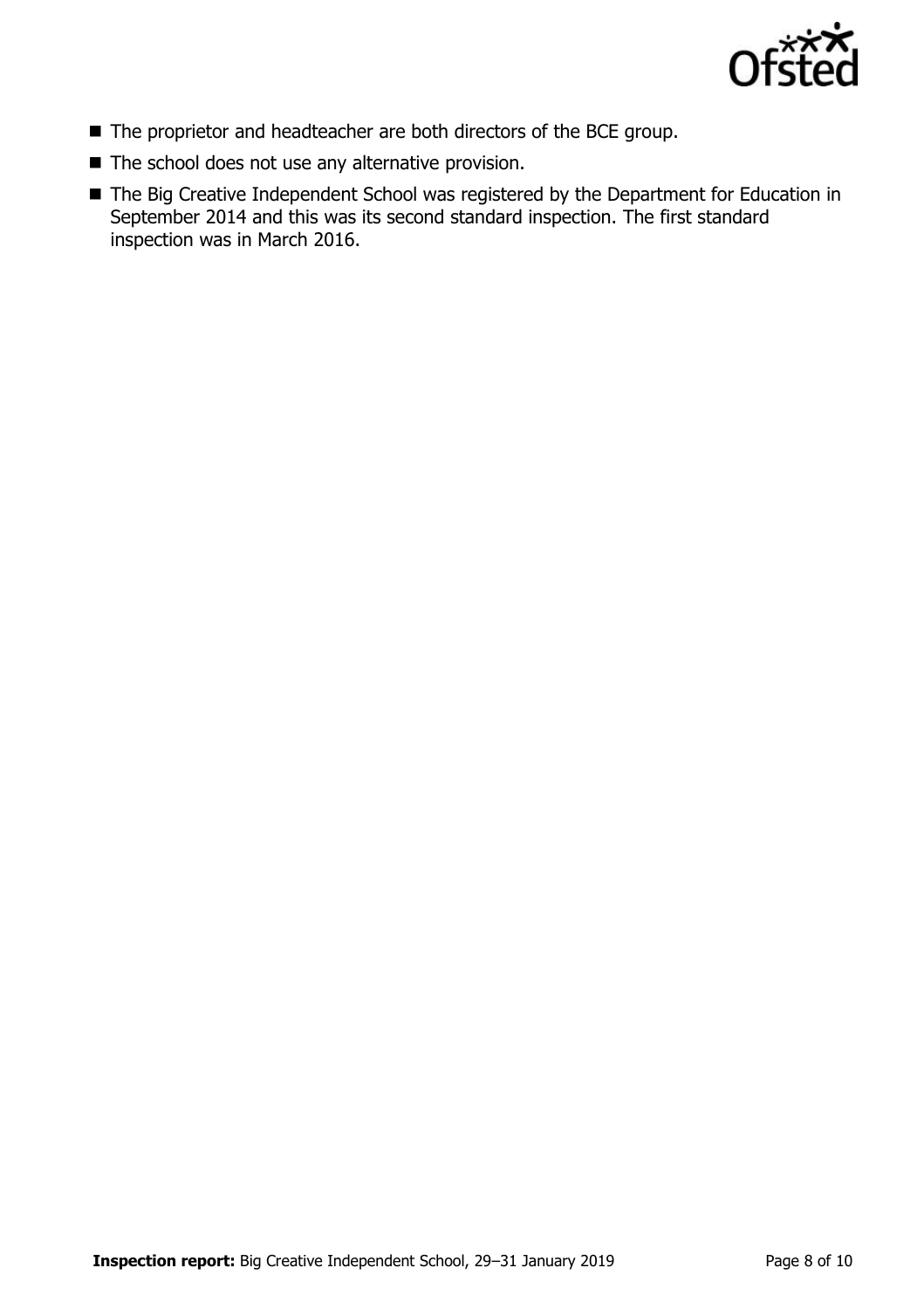- The proprietor and headteacher are both directors of the BCE group.
- The school does not use any alternative provision.
- The Big Creative Independent School was registered by the Department for Education in September 2014 and this was its second standard inspection. The first standard inspection was in March 2016.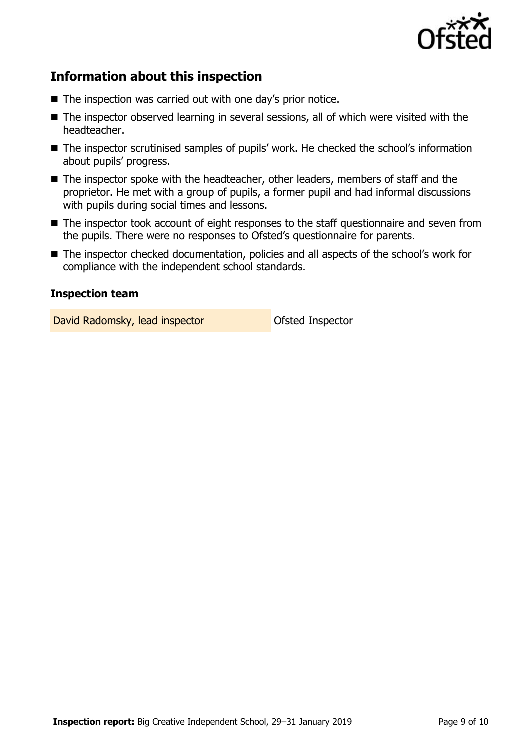## Information about this inspection

- The inspection was carried out with one day's prior notice.
- The inspector observed learning in several sessions, all of which were visited with the headteacher.
- The inspector scrutinised samples of pupils' work. He checked the school's information about pupils' progress.
- The inspector spoke with the headteacher, other leaders, members of staff and the proprietor. He met with a group of pupils, a former pupil and had informal discussions with pupils during social times and lessons.
- The inspector took account of eight responses to the staff questionnaire and seven from the pupils. There were no responses to Ofsted's questionnaire for parents.
- The inspector checked documentation, policies and all aspects of the school's work for compliance with the independent school standards.

### Inspection team

| | |
|---|---|
| David Radomsky, lead inspector | Ofsted Inspector |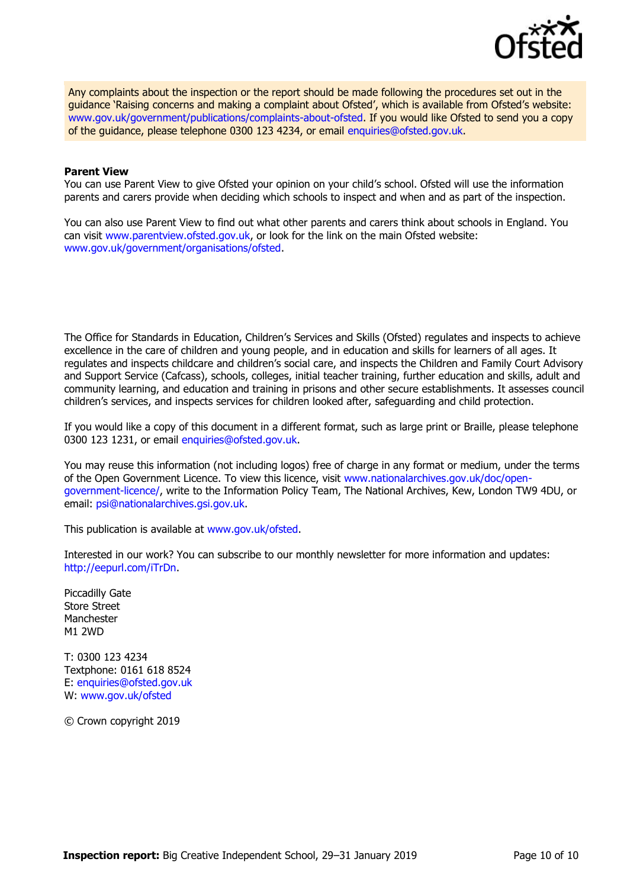Any complaints about the inspection or the report should be made following the procedures set out in the guidance 'Raising concerns and making a complaint about Ofsted', which is available from Ofsted's website: www.gov.uk/government/publications/complaints-about-ofsted. If you would like Ofsted to send you a copy of the guidance, please telephone 0300 123 4234, or email enquiries@ofsted.gov.uk.

**Parent View**

You can use Parent View to give Ofsted your opinion on your child's school. Ofsted will use the information parents and carers provide when deciding which schools to inspect and when and as part of the inspection.

You can also use Parent View to find out what other parents and carers think about schools in England. You can visit www.parentview.ofsted.gov.uk, or look for the link on the main Ofsted website: www.gov.uk/government/organisations/ofsted.

The Office for Standards in Education, Children's Services and Skills (Ofsted) regulates and inspects to achieve excellence in the care of children and young people, and in education and skills for learners of all ages. It regulates and inspects childcare and children's social care, and inspects the Children and Family Court Advisory and Support Service (Cafcass), schools, colleges, initial teacher training, further education and skills, adult and community learning, and education and training in prisons and other secure establishments. It assesses council children's services, and inspects services for children looked after, safeguarding and child protection.

If you would like a copy of this document in a different format, such as large print or Braille, please telephone 0300 123 1231, or email enquiries@ofsted.gov.uk.

You may reuse this information (not including logos) free of charge in any format or medium, under the terms of the Open Government Licence. To view this licence, visit www.nationalarchives.gov.uk/doc/open-government-licence/, write to the Information Policy Team, The National Archives, Kew, London TW9 4DU, or email: psi@nationalarchives.gsi.gov.uk.

This publication is available at www.gov.uk/ofsted.

Interested in our work? You can subscribe to our monthly newsletter for more information and updates: http://eepurl.com/iTrDn.

Piccadilly Gate
Store Street
Manchester
M1 2WD

T: 0300 123 4234
Textphone: 0161 618 8524
E: enquiries@ofsted.gov.uk
W: www.gov.uk/ofsted

© Crown copyright 2019